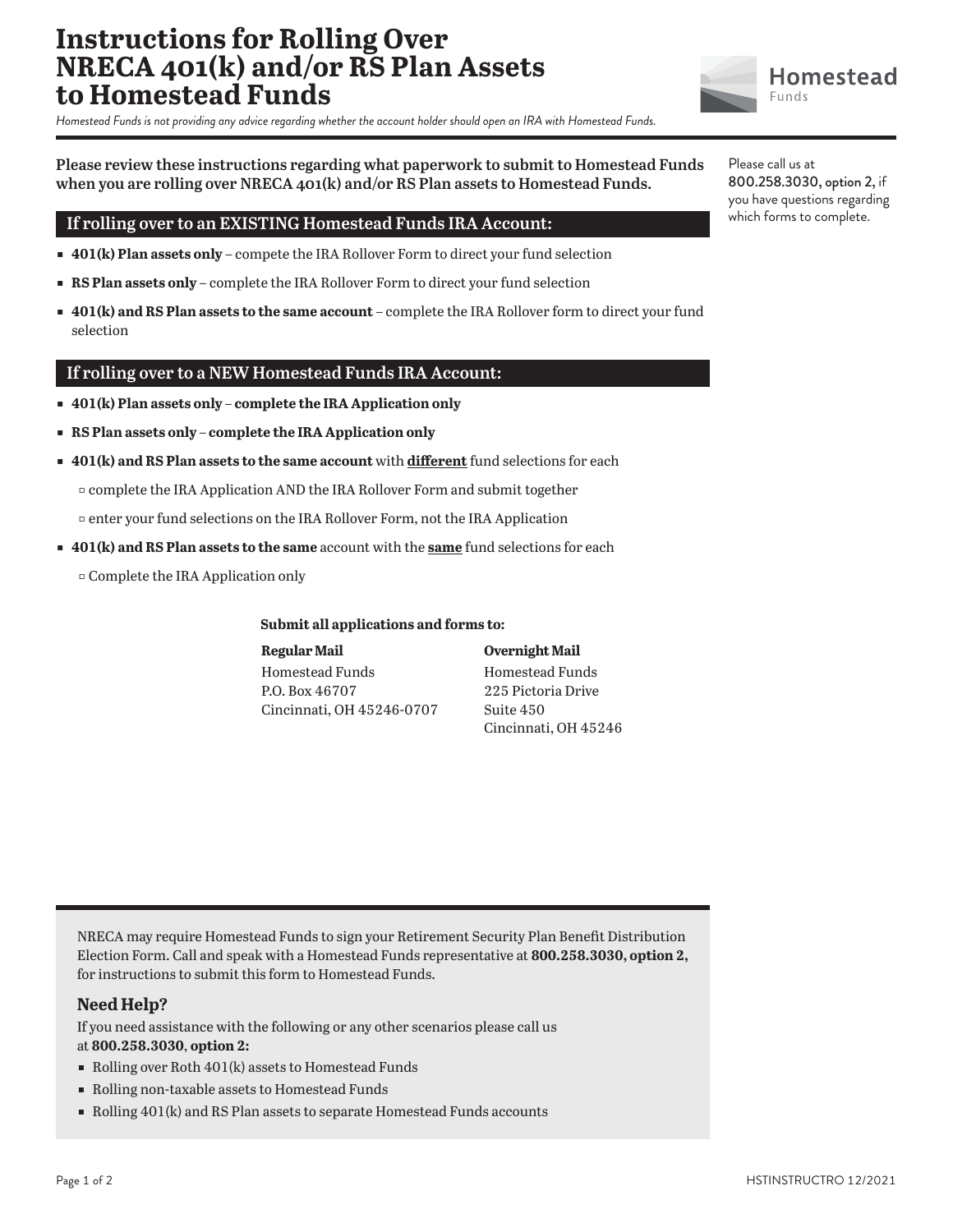# Instructions for Rolling Over NRECA 401(k) and/or RS Plan Assets to Homestead Funds

*Homestead Funds is not providing any advice regarding whether the account holder should open an IRA with Homestead Funds.*

**Please review these instructions regarding what paperwork to submit to Homestead Funds when you are rolling over NRECA 401(k) and/or RS Plan assets to Homestead Funds.**

Please call us at **800.258.3030, option 2,** if you have questions regarding which forms to complete.

## If rolling over to an EXISTING Homestead Funds IRA Account:

- **401(k) Plan assets only** – compete the IRA Rollover Form to direct your fund selection
- **RS Plan assets only** – complete the IRA Rollover Form to direct your fund selection
- **401(k) and RS Plan assets to the same account** – complete the IRA Rollover form to direct your fund selection

## If rolling over to a NEW Homestead Funds IRA Account:

- **401(k) Plan assets only** – **complete the IRA Application only**
- **RS Plan assets only** – **complete the IRA Application only**
- **401(k) and RS Plan assets to the same account** with **different** fund selections for each
  - complete the IRA Application AND the IRA Rollover Form and submit together
  - enter your fund selections on the IRA Rollover Form, not the IRA Application
- **401(k) and RS Plan assets to the same** account with the **same** fund selections for each
  - Complete the IRA Application only

**Submit all applications and forms to:**

**Regular Mail**
Homestead Funds
P.O. Box 46707
Cincinnati, OH 45246-0707

**Overnight Mail**
Homestead Funds
225 Pictoria Drive
Suite 450
Cincinnati, OH 45246

NRECA may require Homestead Funds to sign your Retirement Security Plan Benefit Distribution Election Form. Call and speak with a Homestead Funds representative at **800.258.3030, option 2,** for instructions to submit this form to Homestead Funds.

### Need Help?

If you need assistance with the following or any other scenarios please call us at **800.258.3030**, **option 2:**

- Rolling over Roth 401(k) assets to Homestead Funds
- Rolling non-taxable assets to Homestead Funds
- Rolling 401(k) and RS Plan assets to separate Homestead Funds accounts

HSTINSTRUCTRO 12/2021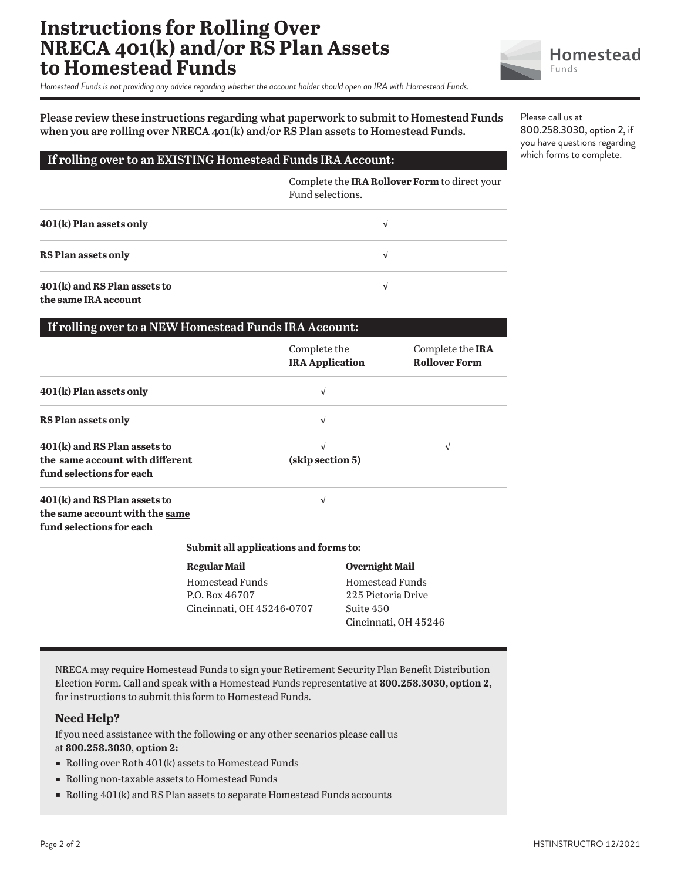# Instructions for Rolling Over NRECA 401(k) and/or RS Plan Assets to Homestead Funds

*Homestead Funds is not providing any advice regarding whether the account holder should open an IRA with Homestead Funds.*

**Please review these instructions regarding what paperwork to submit to Homestead Funds when you are rolling over NRECA 401(k) and/or RS Plan assets to Homestead Funds.**

Please call us at **800.258.3030, option 2,** if you have questions regarding which forms to complete.

## If rolling over to an EXISTING Homestead Funds IRA Account:

| | Complete the **IRA Rollover Form** to direct your Fund selections. |
|---|---|
| **401(k) Plan assets only** | √ |
| **RS Plan assets only** | √ |
| **401(k) and RS Plan assets to the same IRA account** | √ |

## If rolling over to a NEW Homestead Funds IRA Account:

| | Complete the **IRA Application** | Complete the **IRA Rollover Form** |
|---|---|---|
| **401(k) Plan assets only** | √ | |
| **RS Plan assets only** | √ | |
| **401(k) and RS Plan assets to the same account with <u>different</u> fund selections for each** | √ **(skip section 5)** | √ |
| **401(k) and RS Plan assets to the same account with the <u>same</u> fund selections for each** | √ | |

**Submit all applications and forms to:**

**Regular Mail**
Homestead Funds
P.O. Box 46707
Cincinnati, OH 45246-0707

**Overnight Mail**
Homestead Funds
225 Pictoria Drive
Suite 450
Cincinnati, OH 45246

NRECA may require Homestead Funds to sign your Retirement Security Plan Benefit Distribution Election Form. Call and speak with a Homestead Funds representative at **800.258.3030, option 2,** for instructions to submit this form to Homestead Funds.

### Need Help?

If you need assistance with the following or any other scenarios please call us at **800.258.3030**, **option 2:**

- Rolling over Roth 401(k) assets to Homestead Funds
- Rolling non-taxable assets to Homestead Funds
- Rolling 401(k) and RS Plan assets to separate Homestead Funds accounts

HSTINSTRUCTRO 12/2021